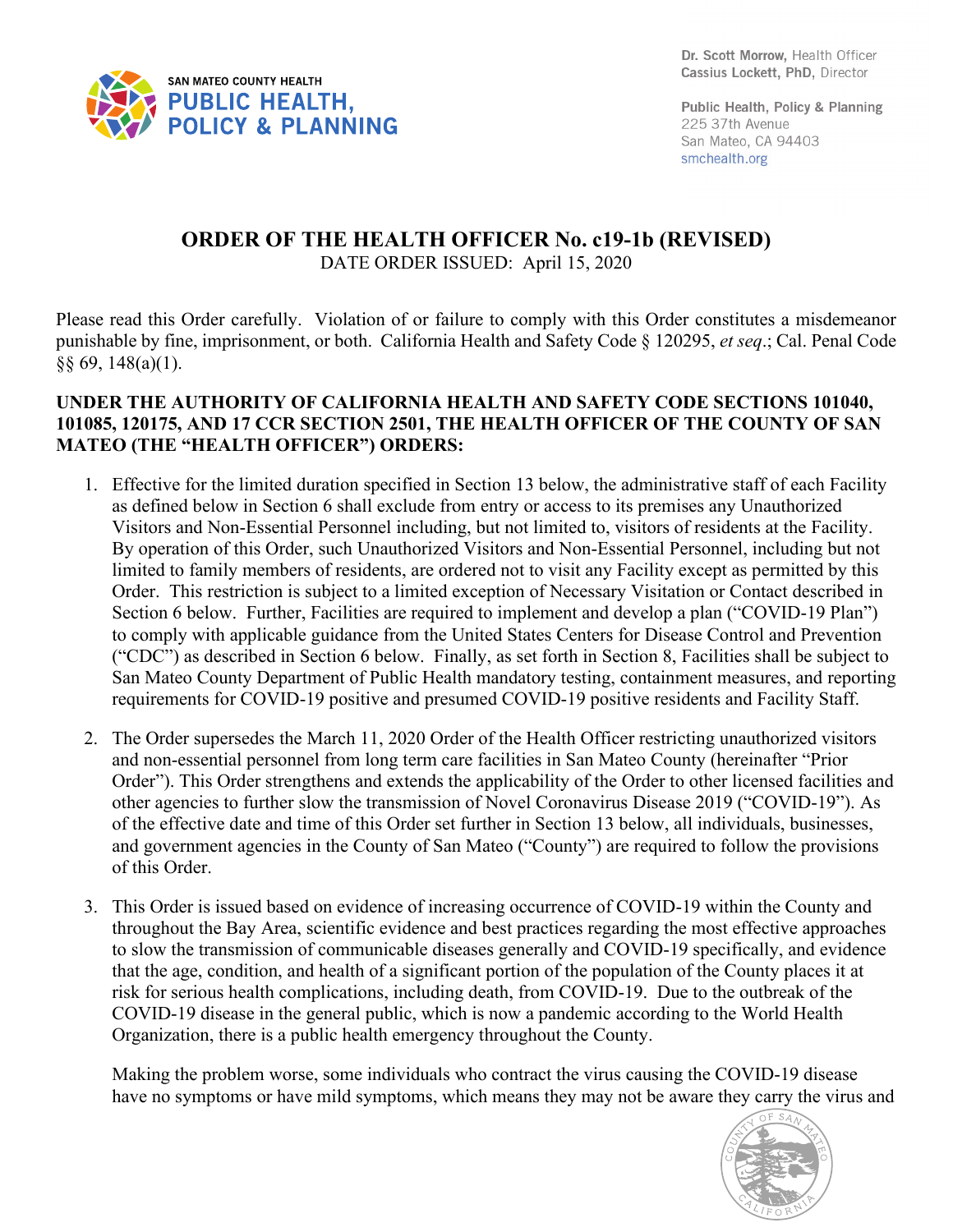SAN MATEO COUNTY HEALTH
PUBLIC HEALTH, POLICY & PLANNING

**Dr. Scott Morrow,** Health Officer
**Cassius Lockett, PhD,** Director

**Public Health, Policy & Planning**
225 37th Avenue
San Mateo, CA 94403
smchealth.org

# ORDER OF THE HEALTH OFFICER No. c19-1b (REVISED)

DATE ORDER ISSUED: April 15, 2020

Please read this Order carefully. Violation of or failure to comply with this Order constitutes a misdemeanor punishable by fine, imprisonment, or both. California Health and Safety Code § 120295, *et seq*.; Cal. Penal Code §§ 69, 148(a)(1).

**UNDER THE AUTHORITY OF CALIFORNIA HEALTH AND SAFETY CODE SECTIONS 101040, 101085, 120175, AND 17 CCR SECTION 2501, THE HEALTH OFFICER OF THE COUNTY OF SAN MATEO (THE "HEALTH OFFICER") ORDERS:**

1. Effective for the limited duration specified in Section 13 below, the administrative staff of each Facility as defined below in Section 6 shall exclude from entry or access to its premises any Unauthorized Visitors and Non-Essential Personnel including, but not limited to, visitors of residents at the Facility. By operation of this Order, such Unauthorized Visitors and Non-Essential Personnel, including but not limited to family members of residents, are ordered not to visit any Facility except as permitted by this Order. This restriction is subject to a limited exception of Necessary Visitation or Contact described in Section 6 below. Further, Facilities are required to implement and develop a plan ("COVID-19 Plan") to comply with applicable guidance from the United States Centers for Disease Control and Prevention ("CDC") as described in Section 6 below. Finally, as set forth in Section 8, Facilities shall be subject to San Mateo County Department of Public Health mandatory testing, containment measures, and reporting requirements for COVID-19 positive and presumed COVID-19 positive residents and Facility Staff.

2. The Order supersedes the March 11, 2020 Order of the Health Officer restricting unauthorized visitors and non-essential personnel from long term care facilities in San Mateo County (hereinafter "Prior Order"). This Order strengthens and extends the applicability of the Order to other licensed facilities and other agencies to further slow the transmission of Novel Coronavirus Disease 2019 ("COVID-19"). As of the effective date and time of this Order set further in Section 13 below, all individuals, businesses, and government agencies in the County of San Mateo ("County") are required to follow the provisions of this Order.

3. This Order is issued based on evidence of increasing occurrence of COVID-19 within the County and throughout the Bay Area, scientific evidence and best practices regarding the most effective approaches to slow the transmission of communicable diseases generally and COVID-19 specifically, and evidence that the age, condition, and health of a significant portion of the population of the County places it at risk for serious health complications, including death, from COVID-19. Due to the outbreak of the COVID-19 disease in the general public, which is now a pandemic according to the World Health Organization, there is a public health emergency throughout the County.

   Making the problem worse, some individuals who contract the virus causing the COVID-19 disease have no symptoms or have mild symptoms, which means they may not be aware they carry the virus and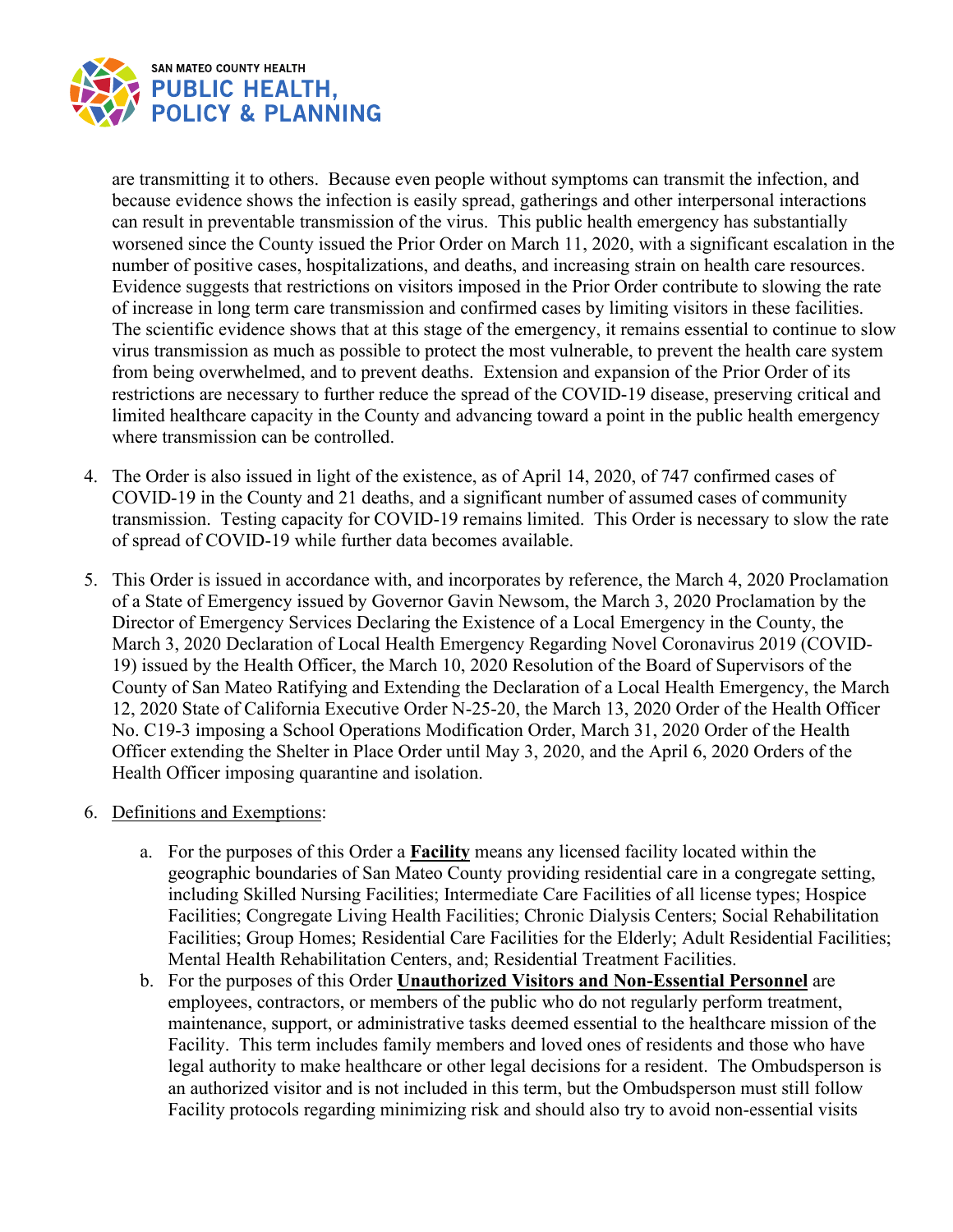are transmitting it to others. Because even people without symptoms can transmit the infection, and because evidence shows the infection is easily spread, gatherings and other interpersonal interactions can result in preventable transmission of the virus. This public health emergency has substantially worsened since the County issued the Prior Order on March 11, 2020, with a significant escalation in the number of positive cases, hospitalizations, and deaths, and increasing strain on health care resources. Evidence suggests that restrictions on visitors imposed in the Prior Order contribute to slowing the rate of increase in long term care transmission and confirmed cases by limiting visitors in these facilities. The scientific evidence shows that at this stage of the emergency, it remains essential to continue to slow virus transmission as much as possible to protect the most vulnerable, to prevent the health care system from being overwhelmed, and to prevent deaths. Extension and expansion of the Prior Order of its restrictions are necessary to further reduce the spread of the COVID-19 disease, preserving critical and limited healthcare capacity in the County and advancing toward a point in the public health emergency where transmission can be controlled.

4. The Order is also issued in light of the existence, as of April 14, 2020, of 747 confirmed cases of COVID-19 in the County and 21 deaths, and a significant number of assumed cases of community transmission. Testing capacity for COVID-19 remains limited. This Order is necessary to slow the rate of spread of COVID-19 while further data becomes available.

5. This Order is issued in accordance with, and incorporates by reference, the March 4, 2020 Proclamation of a State of Emergency issued by Governor Gavin Newsom, the March 3, 2020 Proclamation by the Director of Emergency Services Declaring the Existence of a Local Emergency in the County, the March 3, 2020 Declaration of Local Health Emergency Regarding Novel Coronavirus 2019 (COVID-19) issued by the Health Officer, the March 10, 2020 Resolution of the Board of Supervisors of the County of San Mateo Ratifying and Extending the Declaration of a Local Health Emergency, the March 12, 2020 State of California Executive Order N-25-20, the March 13, 2020 Order of the Health Officer No. C19-3 imposing a School Operations Modification Order, March 31, 2020 Order of the Health Officer extending the Shelter in Place Order until May 3, 2020, and the April 6, 2020 Orders of the Health Officer imposing quarantine and isolation.

6. Definitions and Exemptions:

   a. For the purposes of this Order a **Facility** means any licensed facility located within the geographic boundaries of San Mateo County providing residential care in a congregate setting, including Skilled Nursing Facilities; Intermediate Care Facilities of all license types; Hospice Facilities; Congregate Living Health Facilities; Chronic Dialysis Centers; Social Rehabilitation Facilities; Group Homes; Residential Care Facilities for the Elderly; Adult Residential Facilities; Mental Health Rehabilitation Centers, and; Residential Treatment Facilities.

   b. For the purposes of this Order **Unauthorized Visitors and Non-Essential Personnel** are employees, contractors, or members of the public who do not regularly perform treatment, maintenance, support, or administrative tasks deemed essential to the healthcare mission of the Facility. This term includes family members and loved ones of residents and those who have legal authority to make healthcare or other legal decisions for a resident. The Ombudsperson is an authorized visitor and is not included in this term, but the Ombudsperson must still follow Facility protocols regarding minimizing risk and should also try to avoid non-essential visits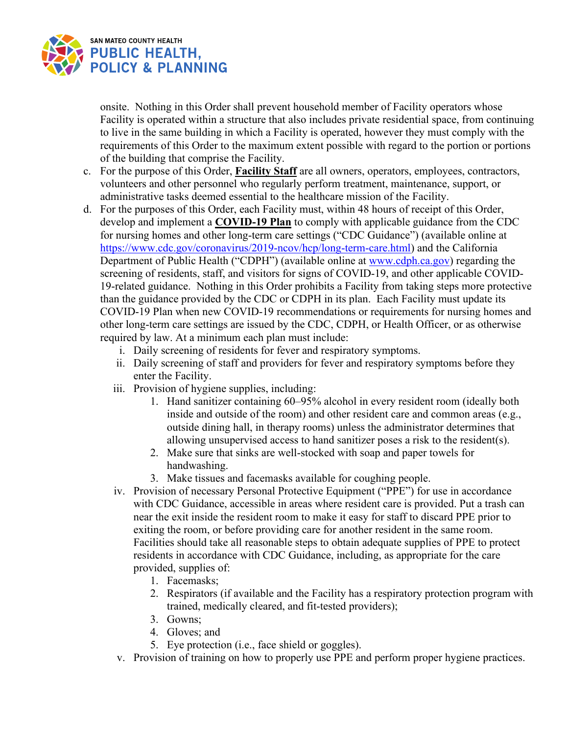onsite. Nothing in this Order shall prevent household member of Facility operators whose Facility is operated within a structure that also includes private residential space, from continuing to live in the same building in which a Facility is operated, however they must comply with the requirements of this Order to the maximum extent possible with regard to the portion or portions of the building that comprise the Facility.

c. For the purpose of this Order, **Facility Staff** are all owners, operators, employees, contractors, volunteers and other personnel who regularly perform treatment, maintenance, support, or administrative tasks deemed essential to the healthcare mission of the Facility.

d. For the purposes of this Order, each Facility must, within 48 hours of receipt of this Order, develop and implement a **COVID-19 Plan** to comply with applicable guidance from the CDC for nursing homes and other long-term care settings ("CDC Guidance") (available online at https://www.cdc.gov/coronavirus/2019-ncov/hcp/long-term-care.html) and the California Department of Public Health ("CDPH") (available online at www.cdph.ca.gov) regarding the screening of residents, staff, and visitors for signs of COVID-19, and other applicable COVID-19-related guidance. Nothing in this Order prohibits a Facility from taking steps more protective than the guidance provided by the CDC or CDPH in its plan. Each Facility must update its COVID-19 Plan when new COVID-19 recommendations or requirements for nursing homes and other long-term care settings are issued by the CDC, CDPH, or Health Officer, or as otherwise required by law. At a minimum each plan must include:

   i. Daily screening of residents for fever and respiratory symptoms.

   ii. Daily screening of staff and providers for fever and respiratory symptoms before they enter the Facility.

   iii. Provision of hygiene supplies, including:

      1. Hand sanitizer containing 60–95% alcohol in every resident room (ideally both inside and outside of the room) and other resident care and common areas (e.g., outside dining hall, in therapy rooms) unless the administrator determines that allowing unsupervised access to hand sanitizer poses a risk to the resident(s).
      2. Make sure that sinks are well-stocked with soap and paper towels for handwashing.
      3. Make tissues and facemasks available for coughing people.

   iv. Provision of necessary Personal Protective Equipment ("PPE") for use in accordance with CDC Guidance, accessible in areas where resident care is provided. Put a trash can near the exit inside the resident room to make it easy for staff to discard PPE prior to exiting the room, or before providing care for another resident in the same room. Facilities should take all reasonable steps to obtain adequate supplies of PPE to protect residents in accordance with CDC Guidance, including, as appropriate for the care provided, supplies of:

      1. Facemasks;
      2. Respirators (if available and the Facility has a respiratory protection program with trained, medically cleared, and fit-tested providers);
      3. Gowns;
      4. Gloves; and
      5. Eye protection (i.e., face shield or goggles).

   v. Provision of training on how to properly use PPE and perform proper hygiene practices.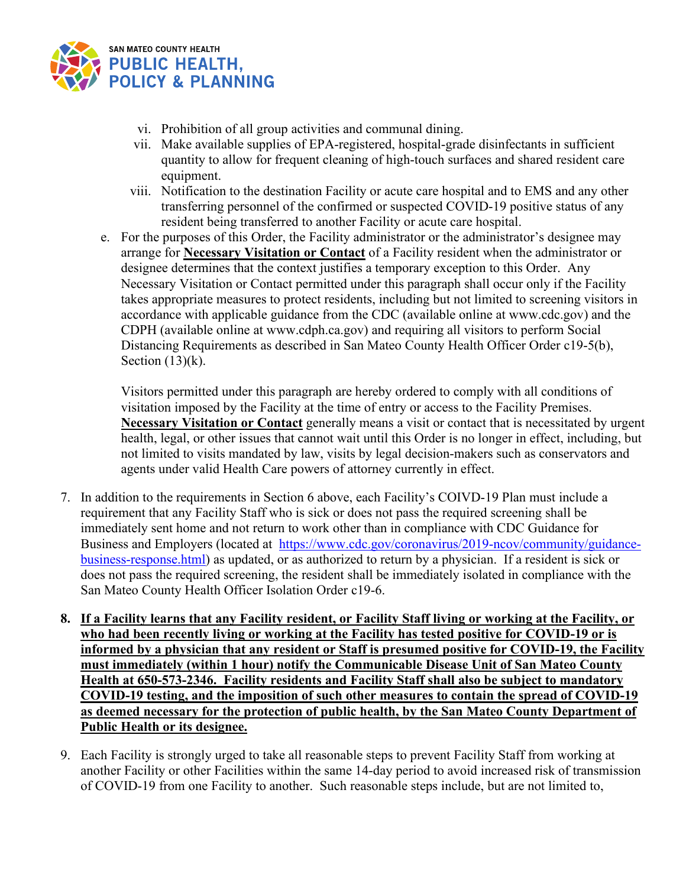vi. Prohibition of all group activities and communal dining.
   vii. Make available supplies of EPA-registered, hospital-grade disinfectants in sufficient quantity to allow for frequent cleaning of high-touch surfaces and shared resident care equipment.
   viii. Notification to the destination Facility or acute care hospital and to EMS and any other transferring personnel of the confirmed or suspected COVID-19 positive status of any resident being transferred to another Facility or acute care hospital.

e. For the purposes of this Order, the Facility administrator or the administrator's designee may arrange for **<u>Necessary Visitation or Contact</u>** of a Facility resident when the administrator or designee determines that the context justifies a temporary exception to this Order. Any Necessary Visitation or Contact permitted under this paragraph shall occur only if the Facility takes appropriate measures to protect residents, including but not limited to screening visitors in accordance with applicable guidance from the CDC (available online at www.cdc.gov) and the CDPH (available online at www.cdph.ca.gov) and requiring all visitors to perform Social Distancing Requirements as described in San Mateo County Health Officer Order c19-5(b), Section (13)(k).

   Visitors permitted under this paragraph are hereby ordered to comply with all conditions of visitation imposed by the Facility at the time of entry or access to the Facility Premises. **<u>Necessary Visitation or Contact</u>** generally means a visit or contact that is necessitated by urgent health, legal, or other issues that cannot wait until this Order is no longer in effect, including, but not limited to visits mandated by law, visits by legal decision-makers such as conservators and agents under valid Health Care powers of attorney currently in effect.

7. In addition to the requirements in Section 6 above, each Facility's COIVD-19 Plan must include a requirement that any Facility Staff who is sick or does not pass the required screening shall be immediately sent home and not return to work other than in compliance with CDC Guidance for Business and Employers (located at https://www.cdc.gov/coronavirus/2019-ncov/community/guidance-business-response.html) as updated, or as authorized to return by a physician. If a resident is sick or does not pass the required screening, the resident shall be immediately isolated in compliance with the San Mateo County Health Officer Isolation Order c19-6.

8. **<u>If a Facility learns that any Facility resident, or Facility Staff living or working at the Facility, or who had been recently living or working at the Facility has tested positive for COVID-19 or is informed by a physician that any resident or Staff is presumed positive for COVID-19, the Facility must immediately (within 1 hour) notify the Communicable Disease Unit of San Mateo County Health at 650-573-2346. Facility residents and Facility Staff shall also be subject to mandatory COVID-19 testing, and the imposition of such other measures to contain the spread of COVID-19 as deemed necessary for the protection of public health, by the San Mateo County Department of Public Health or its designee.</u>**

9. Each Facility is strongly urged to take all reasonable steps to prevent Facility Staff from working at another Facility or other Facilities within the same 14-day period to avoid increased risk of transmission of COVID-19 from one Facility to another. Such reasonable steps include, but are not limited to,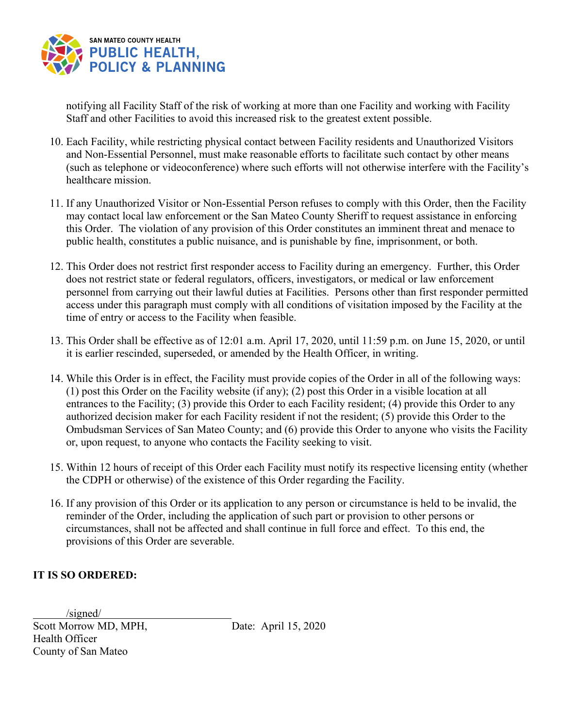notifying all Facility Staff of the risk of working at more than one Facility and working with Facility Staff and other Facilities to avoid this increased risk to the greatest extent possible.

10. Each Facility, while restricting physical contact between Facility residents and Unauthorized Visitors and Non-Essential Personnel, must make reasonable efforts to facilitate such contact by other means (such as telephone or videoconference) where such efforts will not otherwise interfere with the Facility's healthcare mission.

11. If any Unauthorized Visitor or Non-Essential Person refuses to comply with this Order, then the Facility may contact local law enforcement or the San Mateo County Sheriff to request assistance in enforcing this Order. The violation of any provision of this Order constitutes an imminent threat and menace to public health, constitutes a public nuisance, and is punishable by fine, imprisonment, or both.

12. This Order does not restrict first responder access to Facility during an emergency. Further, this Order does not restrict state or federal regulators, officers, investigators, or medical or law enforcement personnel from carrying out their lawful duties at Facilities. Persons other than first responder permitted access under this paragraph must comply with all conditions of visitation imposed by the Facility at the time of entry or access to the Facility when feasible.

13. This Order shall be effective as of 12:01 a.m. April 17, 2020, until 11:59 p.m. on June 15, 2020, or until it is earlier rescinded, superseded, or amended by the Health Officer, in writing.

14. While this Order is in effect, the Facility must provide copies of the Order in all of the following ways: (1) post this Order on the Facility website (if any); (2) post this Order in a visible location at all entrances to the Facility; (3) provide this Order to each Facility resident; (4) provide this Order to any authorized decision maker for each Facility resident if not the resident; (5) provide this Order to the Ombudsman Services of San Mateo County; and (6) provide this Order to anyone who visits the Facility or, upon request, to anyone who contacts the Facility seeking to visit.

15. Within 12 hours of receipt of this Order each Facility must notify its respective licensing entity (whether the CDPH or otherwise) of the existence of this Order regarding the Facility.

16. If any provision of this Order or its application to any person or circumstance is held to be invalid, the reminder of the Order, including the application of such part or provision to other persons or circumstances, shall not be affected and shall continue in full force and effect. To this end, the provisions of this Order are severable.

**IT IS SO ORDERED:**

/signed/
Scott Morrow MD, MPH,
Health Officer
County of San Mateo

Date: April 15, 2020